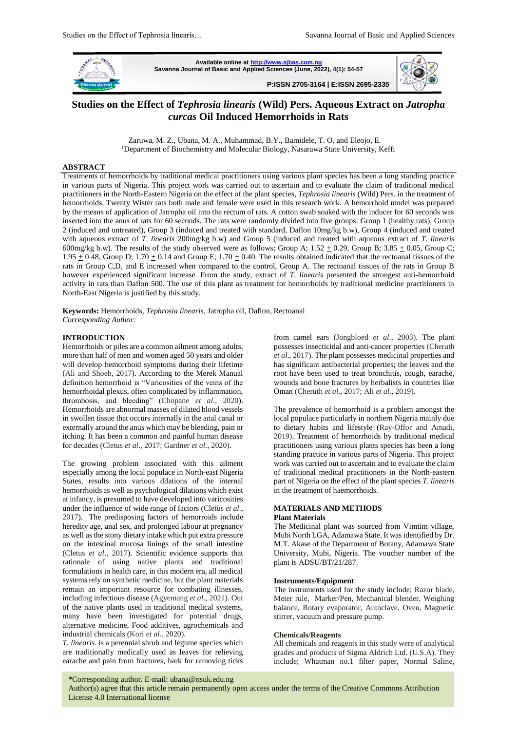Available online at http://www.sjbas.com.ng
Savanna Journal of Basic and Applied Sciences (June, 2022), 4(1): 54-57

P:ISSN 2705-3164 | E:ISSN 2695-2335

# Studies on the Effect of *Tephrosia linearis* (Wild) Pers. Aqueous Extract on *Jatropha curcas* Oil Induced Hemorrhoids in Rats

Zaruwa, M. Z., Ubana, M. A., Muhammad, B.Y., Bamidele, T. O. and Eleojo, E.
[1]Department of Biochemistry and Molecular Biology, Nasarawa State University, Keffi

## ABSTRACT

Treatments of hemorrhoids by traditional medical practitioners using various plant species has been a long standing practice in various parts of Nigeria. This project work was carried out to ascertain and to evaluate the claim of traditional medical practitioners in the North-Eastern Nigeria on the effect of the plant species, *Tephrosia linearis* (Wild) Pers. in the treatment of hemorrhoids. Twenty Wister rats both male and female were used in this research work. A hemorrhoid model was prepared by the means of application of Jatropha oil into the rectum of rats. A cotton swab soaked with the inducer for 60 seconds was inserted into the anus of rats for 60 seconds. The rats were randomly divided into five groups: Group 1 (healthy rats), Group 2 (induced and untreated), Group 3 (induced and treated with standard, Daflon 10mg/kg b.w), Group 4 (induced and treated with aqueous extract of *T. linearis* 200mg/kg b.w) and Group 5 (induced and treated with aqueous extract of *T. linearis* 600mg/kg b.w). The results of the study observed were as follows; Group A; 1.52 $\pm$ 0.29, Group B; 3.85 $\pm$ 0.05, Group C; 1.95 $\pm$ 0.48, Group D; 1.70 $\pm$ 0.14 and Group E; 1.70 $\pm$ 0.40. The results obtained indicated that the rectoanal tissues of the rats in Group C,D, and E increased when compared to the control, Group A. The rectoanal tissues of the rats in Group B however experienced significant increase. From the study, extract of *T. linearis* presented the strongest anti-hemorrhoid activity in rats than Daflon 500. The use of this plant as treatment for hemorrhoids by traditional medicine practitioners in North-East Nigeria is justified by this study.

**Keywords:** Hemorrhoids, *Tephrosia linearis*, Jatropha oil, Daflon, Rectoanal

*Corresponding Author:*

## INTRODUCTION

Hemorrhoids or piles are a common ailment among adults, more than half of men and women aged 50 years and older will develop hemorrhoid symptoms during their lifetime (Ali and Shoeb, 2017). According to the Merek Manual definition hemorrhoid is "Varicosities of the veins of the hemorrhoidal plexus, often complicated by inflammation, thrombosis, and bleeding" (Chopane *et al*., 2020). Hemorrhoids are abnormal masses of dilated blood vessels in swollen tissue that occurs internally in the anal canal or externally around the anus which may be bleeding, pain or itching. It has been a common and painful human disease for decades (Cletus *et al*., 2017; Gardner *et al*., 2020).

The growing problem associated with this ailment especially among the local populace in North-east Nigeria States, results into various dilations of the internal hemorrhoids as well as psychological dilations which exist at infancy, is presumed to have developed into varicosities under the influence of wide range of factors (Cletus *et al*., 2017). The predisposing factors of hemorroids include heredity age, anal sex, and prolonged labour at pregnancy as well as the stony dietary intake which put extra pressure on the intestinal mucosa linings of the small intestine (Cletus *et al*., 2017). Scientific evidence supports that rationale of using native plants and traditional formulations in health care, in this modern era, all medical systems rely on synthetic medicine, but the plant materials remain an important resource for combating illnesses, including infectious disease (Agyemang *et al*., 2021). Out of the native plants used in traditional medical systems, many have been investigated for potential drugs, alternative medicine, Food additives, agrochemicals and industrial chemicals (Kori *et al*., 2020).

*T. linearis*. is a perennial shrub and legume species which are traditionally medically used as leaves for relieving earache and pain from fractures, bark for removing ticks from camel ears (Jongbloed *et al*., 2003). The plant possesses insecticidal and anti-cancer properties (Cheruth *et al*., 2017). The plant possesses medicinal properties and has significant antibacterial properties; the leaves and the root have been used to treat bronchitis, cough, earache, wounds and bone fractures by herbalists in countries like Oman (Cheruth *et al*., 2017; Ali *et al*., 2019).

The prevalence of hemorrhoid is a problem amongst the local populace particularly in northern Nigeria mainly due to dietary habits and lifestyle (Ray-Offor and Amadi, 2019). Treatment of hemorrhoids by traditional medical practitioners using various plants species has been a long standing practice in various parts of Nigeria. This project work was carried out to ascertain and to evaluate the claim of traditional medical practitioners in the North-eastern part of Nigeria on the effect of the plant species *T. linearis* in the treatment of haemorrhoids.

## MATERIALS AND METHODS

### Plant Materials

The Medicinal plant was sourced from Vimtim village, Mubi North LGA, Adamawa State. It was identified by Dr. M.T. Akase of the Department of Botany, Adamawa State University, Mubi, Nigeria. The voucher number of the plant is ADSU/BT/21/287.

### Instruments/Equipment

The instruments used for the study include; Razor blade, Meter rule, Marker/Pen, Mechanical blender, Weighing balance, Rotary evaporator, Autoclave, Oven, Magnetic stirrer, vacuum and pressure pump.

### Chemicals/Reagents

All chemicals and reagents in this study were of analytical grades and products of Sigma Aldrich Ltd. (U.S.A). They include; Whatman no.1 filter paper, Normal Saline,

*Corresponding author. E-mail: ubana@nsuk.edu.ng
Author(s) agree that this article remain permanently open access under the terms of the Creative Commons Attribution License 4.0 International license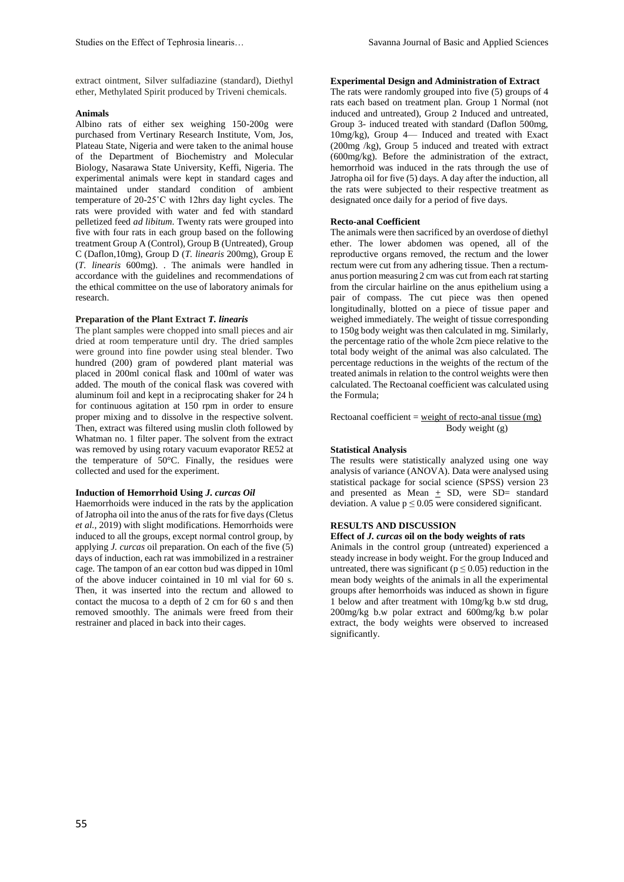extract ointment, Silver sulfadiazine (standard), Diethyl ether, Methylated Spirit produced by Triveni chemicals.

**Animals**

Albino rats of either sex weighing 150-200g were purchased from Vertinary Research Institute, Vom, Jos, Plateau State, Nigeria and were taken to the animal house of the Department of Biochemistry and Molecular Biology, Nasarawa State University, Keffi, Nigeria. The experimental animals were kept in standard cages and maintained under standard condition of ambient temperature of 20-25˚C with 12hrs day light cycles. The rats were provided with water and fed with standard pelletized feed *ad libitum*. Twenty rats were grouped into five with four rats in each group based on the following treatment Group A (Control), Group B (Untreated), Group C (Daflon,10mg), Group D (*T. linearis* 200mg), Group E (*T. linearis* 600mg). . The animals were handled in accordance with the guidelines and recommendations of the ethical committee on the use of laboratory animals for research.

**Preparation of the Plant Extract *T. linearis***

The plant samples were chopped into small pieces and air dried at room temperature until dry. The dried samples were ground into fine powder using steal blender. Two hundred (200) gram of powdered plant material was placed in 200ml conical flask and 100ml of water was added. The mouth of the conical flask was covered with aluminum foil and kept in a reciprocating shaker for 24 h for continuous agitation at 150 rpm in order to ensure proper mixing and to dissolve in the respective solvent. Then, extract was filtered using muslin cloth followed by Whatman no. 1 filter paper. The solvent from the extract was removed by using rotary vacuum evaporator RE52 at the temperature of 50°C. Finally, the residues were collected and used for the experiment.

**Induction of Hemorrhoid Using *J. curcas* Oil**

Haemorrhoids were induced in the rats by the application of Jatropha oil into the anus of the rats for five days (Cletus *et al.,* 2019) with slight modifications. Hemorrhoids were induced to all the groups, except normal control group, by applying *J. curcas* oil preparation. On each of the five (5) days of induction, each rat was immobilized in a restrainer cage. The tampon of an ear cotton bud was dipped in 10ml of the above inducer cointained in 10 ml vial for 60 s. Then, it was inserted into the rectum and allowed to contact the mucosa to a depth of 2 cm for 60 s and then removed smoothly. The animals were freed from their restrainer and placed in back into their cages.

**Experimental Design and Administration of Extract**

The rats were randomly grouped into five (5) groups of 4 rats each based on treatment plan. Group 1 Normal (not induced and untreated), Group 2 Induced and untreated, Group 3- induced treated with standard (Daflon 500mg, 10mg/kg), Group 4— Induced and treated with Exact (200mg /kg), Group 5 induced and treated with extract (600mg/kg). Before the administration of the extract, hemorrhoid was induced in the rats through the use of Jatropha oil for five (5) days. A day after the induction, all the rats were subjected to their respective treatment as designated once daily for a period of five days.

**Recto-anal Coefficient**

The animals were then sacrificed by an overdose of diethyl ether. The lower abdomen was opened, all of the reproductive organs removed, the rectum and the lower rectum were cut from any adhering tissue. Then a rectum-anus portion measuring 2 cm was cut from each rat starting from the circular hairline on the anus epithelium using a pair of compass. The cut piece was then opened longitudinally, blotted on a piece of tissue paper and weighed immediately. The weight of tissue corresponding to 150g body weight was then calculated in mg. Similarly, the percentage ratio of the whole 2cm piece relative to the total body weight of the animal was also calculated. The percentage reductions in the weights of the rectum of the treated animals in relation to the control weights were then calculated. The Rectoanal coefficient was calculated using the Formula;

$$\text{Rectoanal coefficient} = \frac{\text{weight of recto-anal tissue (mg)}}{\text{Body weight (g)}}$$

**Statistical Analysis**

The results were statistically analyzed using one way analysis of variance (ANOVA). Data were analysed using statistical package for social science (SPSS) version 23 and presented as Mean $\pm$ SD, were SD= standard deviation. A value $p \leq 0.05$ were considered significant.

## RESULTS AND DISCUSSION

**Effect of *J. curcas* oil on the body weights of rats**

Animals in the control group (untreated) experienced a steady increase in body weight. For the group Induced and untreated, there was significant ($p \leq 0.05$) reduction in the mean body weights of the animals in all the experimental groups after hemorrhoids was induced as shown in figure 1 below and after treatment with 10mg/kg b.w std drug, 200mg/kg b.w polar extract and 600mg/kg b.w polar extract, the body weights were observed to increased significantly.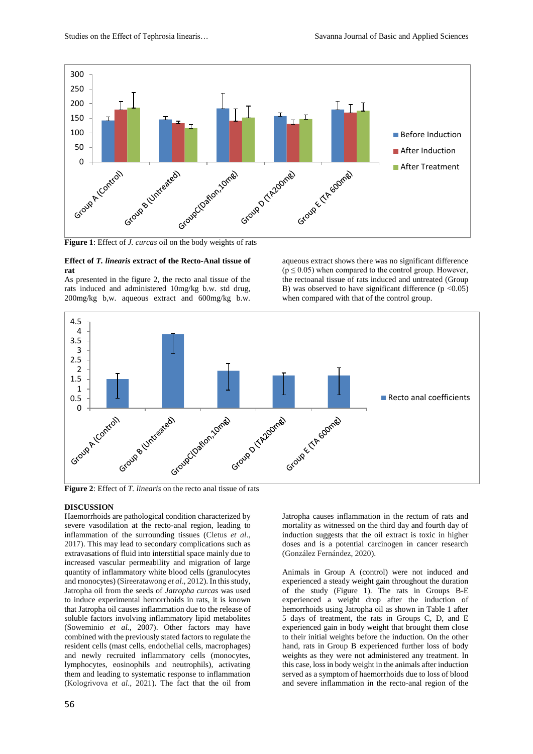**Figure 1**: Effect of *J. curcas* oil on the body weights of rats

**Effect of *T. linearis* extract of the Recto-Anal tissue of rat**

As presented in the figure 2, the recto anal tissue of the rats induced and administered 10mg/kg b.w. std drug, 200mg/kg b,w. aqueous extract and 600mg/kg b.w. aqueous extract shows there was no significant difference ($p \leq 0.05$) when compared to the control group. However, the rectoanal tissue of rats induced and untreated (Group B) was observed to have significant difference ($p < 0.05$) when compared with that of the control group.

**Figure 2**: Effect of *T. linearis* on the recto anal tissue of rats

**DISCUSSION**

Haemorrhoids are pathological condition characterized by severe vasodilation at the recto-anal region, leading to inflammation of the surrounding tissues (Cletus *et al*., 2017). This may lead to secondary complications such as extravasations of fluid into interstitial space mainly due to increased vascular permeability and migration of large quantity of inflammatory white blood cells (granulocytes and rnonocytes) (Sireeratawong *et al*., 2012). In this study, Jatropha oil from the seeds of *Jatropha curcas* was used to induce experimental hemorrhoids in rats, it is known that Jatropha oil causes inflammation due to the release of soluble factors involving inflammatory lipid metabolites (Soweminio *et al.,* 2007). Other factors may have combined with the previously stated factors to regulate the resident cells (mast cells, endothelial cells, macrophages) and newly recruited inflammatory cells (monocytes, lymphocytes, eosinophils and neutrophils), activating them and leading to systematic response to inflammation (Kologrivova *et al*., 2021). The fact that the oil from Jatropha causes inflammation in the rectum of rats and mortality as witnessed on the third day and fourth day of induction suggests that the oil extract is toxic in higher doses and is a potential carcinogen in cancer research (González Fernández, 2020).

Animals in Group A (control) were not induced and experienced a steady weight gain throughout the duration of the study (Figure 1). The rats in Groups B-E experienced a weight drop after the induction of hemorrhoids using Jatropha oil as shown in Table 1 after 5 days of treatment, the rats in Groups C, D, and E experienced gain in body weight that brought them close to their initial weights before the induction. On the other hand, rats in Group B experienced further loss of body weights as they were not administered any treatment. In this case, loss in body weight in the animals after induction served as a symptom of haemorrhoids due to loss of blood and severe inflammation in the recto-anal region of the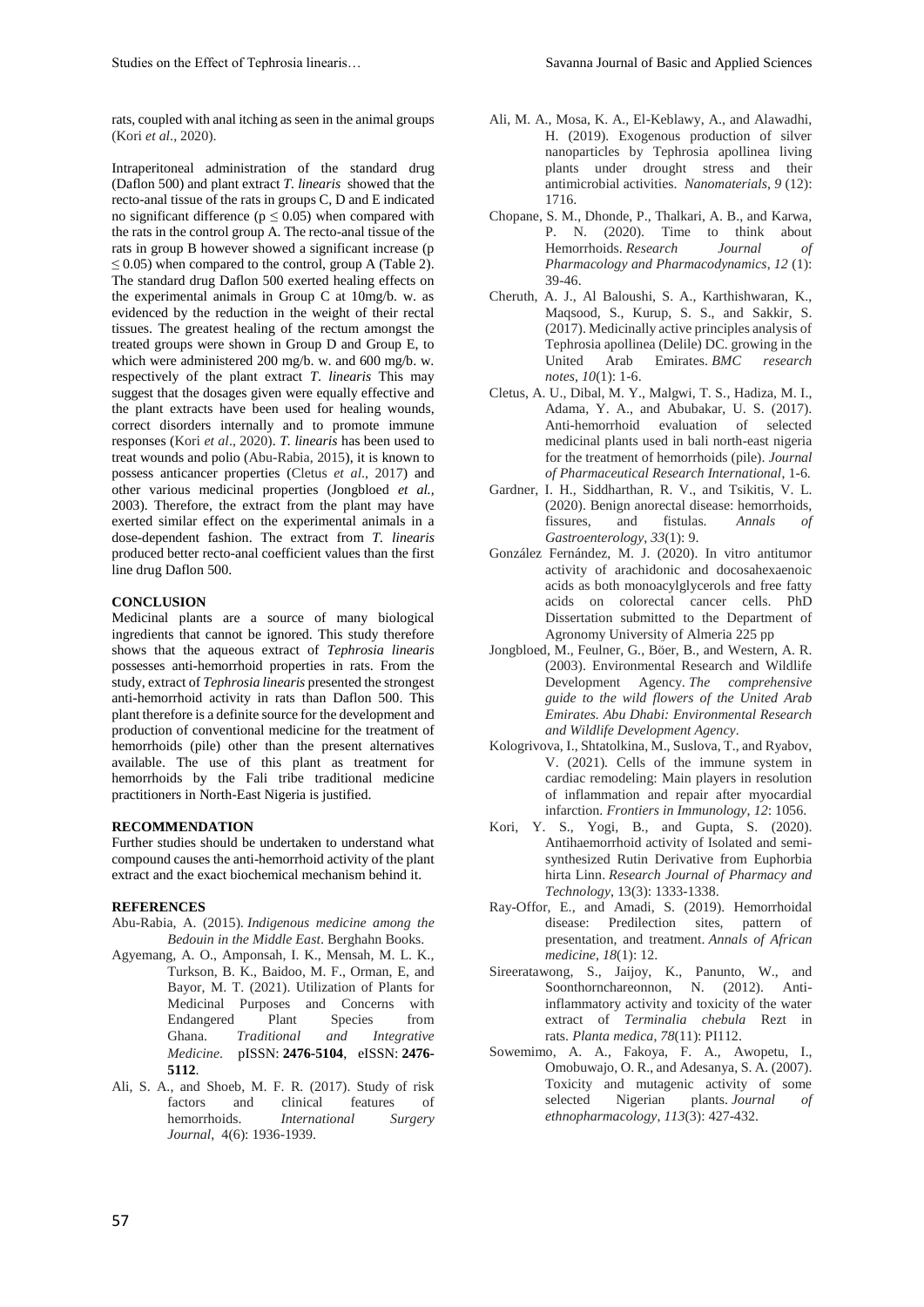rats, coupled with anal itching as seen in the animal groups (Kori *et al*., 2020).

Intraperitoneal administration of the standard drug (Daflon 500) and plant extract *T. linearis* showed that the recto-anal tissue of the rats in groups C, D and E indicated no significant difference ($p \leq 0.05$) when compared with the rats in the control group A. The recto-anal tissue of the rats in group B however showed a significant increase ($p \leq 0.05$) when compared to the control, group A (Table 2). The standard drug Daflon 500 exerted healing effects on the experimental animals in Group C at 10mg/b. w. as evidenced by the reduction in the weight of their rectal tissues. The greatest healing of the rectum amongst the treated groups were shown in Group D and Group E, to which were administered 200 mg/b. w. and 600 mg/b. w. respectively of the plant extract *T. linearis* This may suggest that the dosages given were equally effective and the plant extracts have been used for healing wounds, correct disorders internally and to promote immune responses (Kori *et al*., 2020). *T. linearis* has been used to treat wounds and polio (Abu-Rabia, 2015), it is known to possess anticancer properties (Cletus *et al*., 2017) and other various medicinal properties (Jongbloed *et al.,* 2003). Therefore, the extract from the plant may have exerted similar effect on the experimental animals in a dose-dependent fashion. The extract from *T. linearis* produced better recto-anal coefficient values than the first line drug Daflon 500.

## CONCLUSION

Medicinal plants are a source of many biological ingredients that cannot be ignored. This study therefore shows that the aqueous extract of *Tephrosia linearis* possesses anti-hemorrhoid properties in rats. From the study, extract of *Tephrosia linearis* presented the strongest anti-hemorrhoid activity in rats than Daflon 500. This plant therefore is a definite source for the development and production of conventional medicine for the treatment of hemorrhoids (pile) other than the present alternatives available. The use of this plant as treatment for hemorrhoids by the Fali tribe traditional medicine practitioners in North-East Nigeria is justified.

## RECOMMENDATION

Further studies should be undertaken to understand what compound causes the anti-hemorrhoid activity of the plant extract and the exact biochemical mechanism behind it.

## REFERENCES

Abu-Rabia, A. (2015). *Indigenous medicine among the Bedouin in the Middle East*. Berghahn Books.

Agyemang, A. O., Amponsah, I. K., Mensah, M. L. K., Turkson, B. K., Baidoo, M. F., Orman, E, and Bayor, M. T. (2021). Utilization of Plants for Medicinal Purposes and Concerns with Endangered Plant Species from Ghana. *Traditional and Integrative Medicine*. pISSN: **2476-5104**, eISSN: **2476-5112**.

Ali, S. A., and Shoeb, M. F. R. (2017). Study of risk factors and clinical features of hemorrhoids. *International Surgery Journal*, 4(6): 1936-1939.

Ali, M. A., Mosa, K. A., El-Keblawy, A., and Alawadhi, H. (2019). Exogenous production of silver nanoparticles by Tephrosia apollinea living plants under drought stress and their antimicrobial activities. *Nanomaterials*, *9* (12): 1716.

Chopane, S. M., Dhonde, P., Thalkari, A. B., and Karwa, P. N. (2020). Time to think about Hemorrhoids. *Research Journal of Pharmacology and Pharmacodynamics*, *12* (1): 39-46.

Cheruth, A. J., Al Baloushi, S. A., Karthishwaran, K., Maqsood, S., Kurup, S. S., and Sakkir, S. (2017). Medicinally active principles analysis of Tephrosia apollinea (Delile) DC. growing in the United Arab Emirates. *BMC research notes*, *10*(1): 1-6.

Cletus, A. U., Dibal, M. Y., Malgwi, T. S., Hadiza, M. I., Adama, Y. A., and Abubakar, U. S. (2017). Anti-hemorrhoid evaluation of selected medicinal plants used in bali north-east nigeria for the treatment of hemorrhoids (pile). *Journal of Pharmaceutical Research International*, 1-6.

Gardner, I. H., Siddharthan, R. V., and Tsikitis, V. L. (2020). Benign anorectal disease: hemorrhoids, fissures, and fistulas. *Annals of Gastroenterology*, *33*(1): 9.

González Fernández, M. J. (2020). In vitro antitumor activity of arachidonic and docosahexaenoic acids as both monoacylglycerols and free fatty acids on colorectal cancer cells. PhD Dissertation submitted to the Department of Agronomy University of Almeria 225 pp

Jongbloed, M., Feulner, G., Böer, B., and Western, A. R. (2003). Environmental Research and Wildlife Development Agency. *The comprehensive guide to the wild flowers of the United Arab Emirates. Abu Dhabi: Environmental Research and Wildlife Development Agency*.

Kologrivova, I., Shtatolkina, M., Suslova, T., and Ryabov, V. (2021). Cells of the immune system in cardiac remodeling: Main players in resolution of inflammation and repair after myocardial infarction. *Frontiers in Immunology*, *12*: 1056.

Kori, Y. S., Yogi, B., and Gupta, S. (2020). Antihaemorrhoid activity of Isolated and semi-synthesized Rutin Derivative from Euphorbia hirta Linn. *Research Journal of Pharmacy and Technology*, 13(3): 1333-1338.

Ray-Offor, E., and Amadi, S. (2019). Hemorrhoidal disease: Predilection sites, pattern of presentation, and treatment. *Annals of African medicine*, *18*(1): 12.

Sireeratawong, S., Jaijoy, K., Panunto, W., and Soonthornchareonnon, N. (2012). Anti-inflammatory activity and toxicity of the water extract of *Terminalia chebula* Rezt in rats. *Planta medica*, *78*(11): PI112.

Sowemimo, A. A., Fakoya, F. A., Awopetu, I., Omobuwajo, O. R., and Adesanya, S. A. (2007). Toxicity and mutagenic activity of some selected Nigerian plants. *Journal of ethnopharmacology*, *113*(3): 427-432.